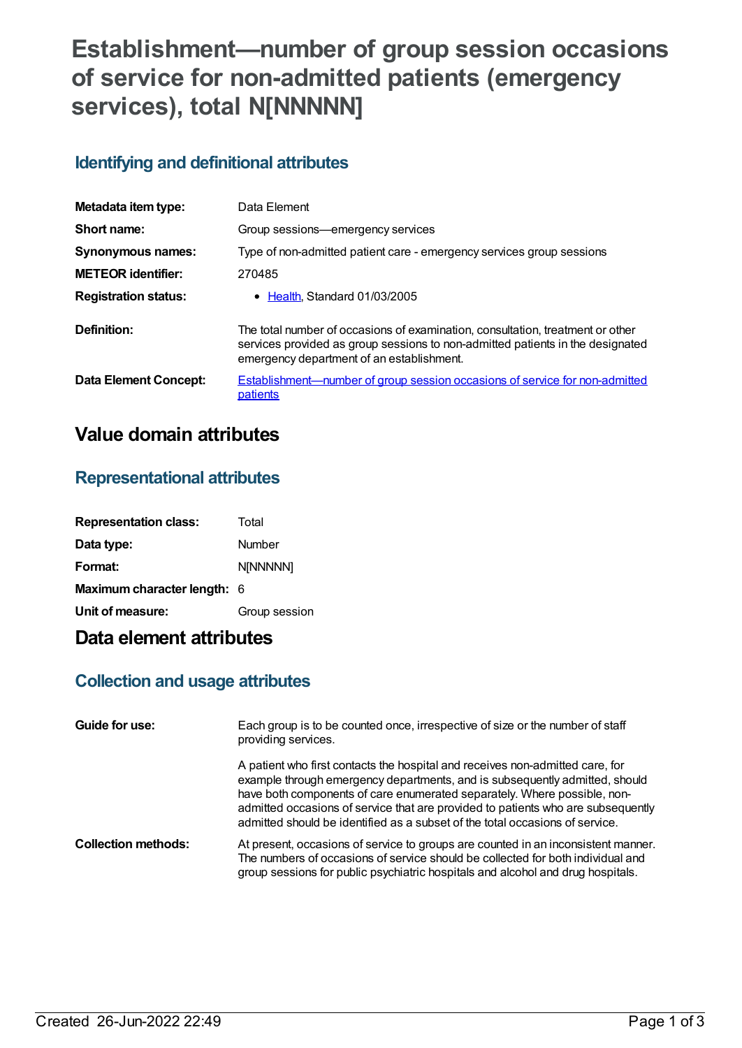# Establishment—number of group session occasions of service for non-admitted patients (emergency services), total N[NNNNN]

## Identifying and definitional attributes

| | |
|---|---|
| **Metadata item type:** | Data Element |
| **Short name:** | Group sessions—emergency services |
| **Synonymous names:** | Type of non-admitted patient care - emergency services group sessions |
| **METEOR identifier:** | 270485 |
| **Registration status:** | • Health, Standard 01/03/2005 |
| **Definition:** | The total number of occasions of examination, consultation, treatment or other services provided as group sessions to non-admitted patients in the designated emergency department of an establishment. |
| **Data Element Concept:** | Establishment—number of group session occasions of service for non-admitted patients |

# Value domain attributes

## Representational attributes

| | |
|---|---|
| **Representation class:** | Total |
| **Data type:** | Number |
| **Format:** | N[NNNNN] |
| **Maximum character length:** | 6 |
| **Unit of measure:** | Group session |

# Data element attributes

## Collection and usage attributes

| | |
|---|---|
| **Guide for use:** | Each group is to be counted once, irrespective of size or the number of staff providing services.<br><br>A patient who first contacts the hospital and receives non-admitted care, for example through emergency departments, and is subsequently admitted, should have both components of care enumerated separately. Where possible, non-admitted occasions of service that are provided to patients who are subsequently admitted should be identified as a subset of the total occasions of service. |
| **Collection methods:** | At present, occasions of service to groups are counted in an inconsistent manner. The numbers of occasions of service should be collected for both individual and group sessions for public psychiatric hospitals and alcohol and drug hospitals. |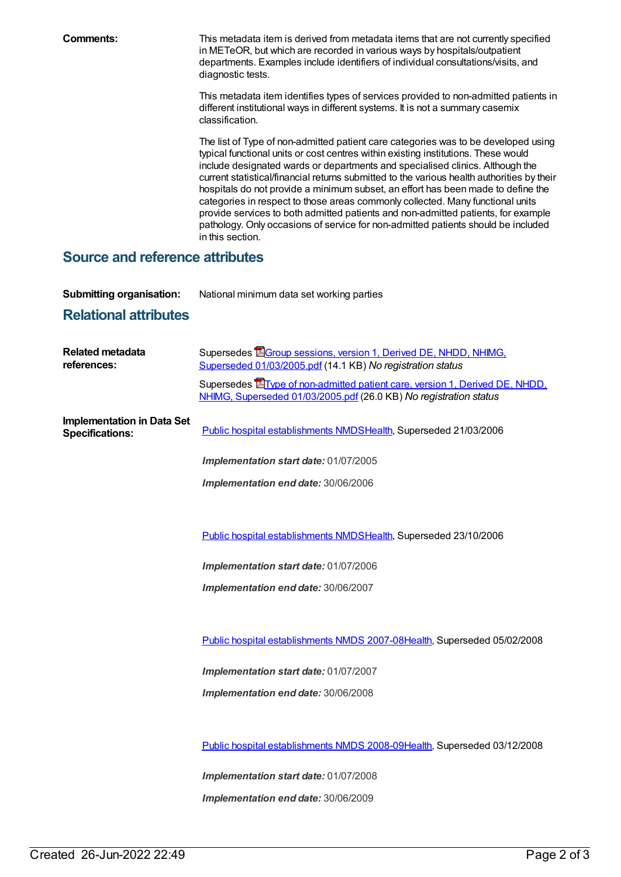**Comments:** This metadata item is derived from metadata items that are not currently specified in METeOR, but which are recorded in various ways by hospitals/outpatient departments. Examples include identifiers of individual consultations/visits, and diagnostic tests.

This metadata item identifies types of services provided to non-admitted patients in different institutional ways in different systems. It is not a summary casemix classification.

The list of Type of non-admitted patient care categories was to be developed using typical functional units or cost centres within existing institutions. These would include designated wards or departments and specialised clinics. Although the current statistical/financial returns submitted to the various health authorities by their hospitals do not provide a minimum subset, an effort has been made to define the categories in respect to those areas commonly collected. Many functional units provide services to both admitted patients and non-admitted patients, for example pathology. Only occasions of service for non-admitted patients should be included in this section.

## Source and reference attributes

**Submitting organisation:** National minimum data set working parties

## Relational attributes

**Related metadata references:**

Supersedes Group sessions, version 1, Derived DE, NHDD, NHIMG, Superseded 01/03/2005.pdf (14.1 KB) *No registration status*

Supersedes Type of non-admitted patient care, version 1, Derived DE, NHDD, NHIMG, Superseded 01/03/2005.pdf (26.0 KB) *No registration status*

**Implementation in Data Set Specifications:**

Public hospital establishments NMDSHealth, Superseded 21/03/2006

***Implementation start date:*** 01/07/2005

***Implementation end date:*** 30/06/2006

Public hospital establishments NMDSHealth, Superseded 23/10/2006

***Implementation start date:*** 01/07/2006

***Implementation end date:*** 30/06/2007

Public hospital establishments NMDS 2007-08Health, Superseded 05/02/2008

***Implementation start date:*** 01/07/2007

***Implementation end date:*** 30/06/2008

Public hospital establishments NMDS 2008-09Health, Superseded 03/12/2008

***Implementation start date:*** 01/07/2008

***Implementation end date:*** 30/06/2009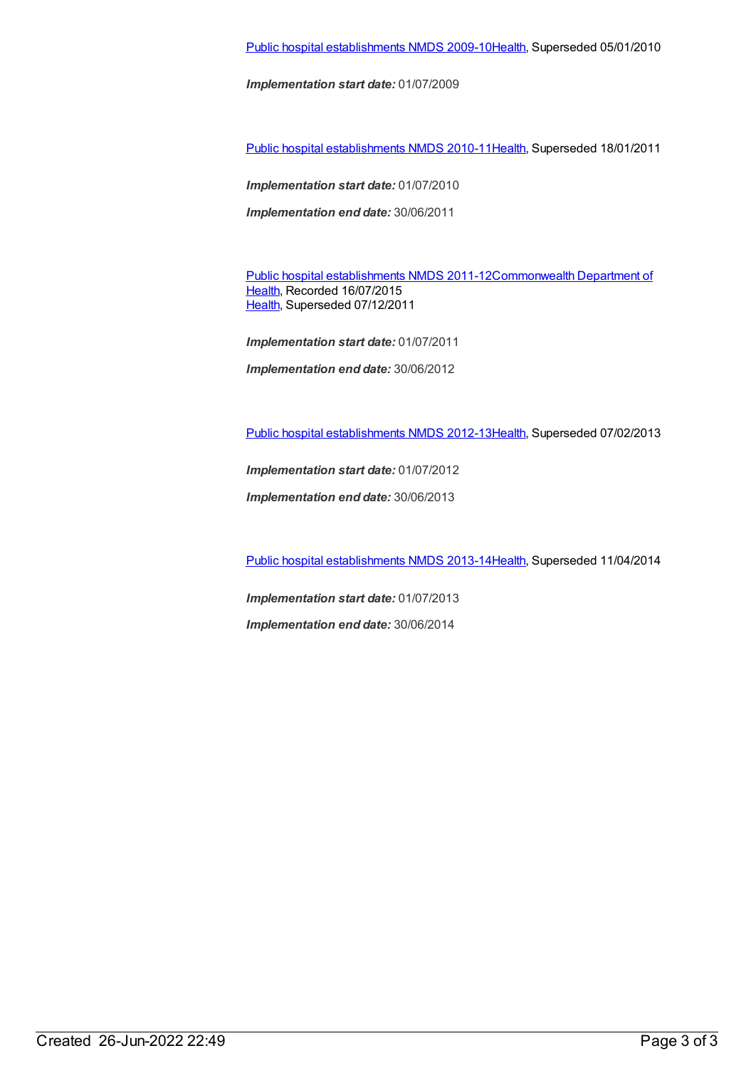Public hospital establishments NMDS 2009-10Health, Superseded 05/01/2010

***Implementation start date:*** 01/07/2009

Public hospital establishments NMDS 2010-11Health, Superseded 18/01/2011

***Implementation start date:*** 01/07/2010

***Implementation end date:*** 30/06/2011

Public hospital establishments NMDS 2011-12Commonwealth Department of Health, Recorded 16/07/2015
Health, Superseded 07/12/2011

***Implementation start date:*** 01/07/2011

***Implementation end date:*** 30/06/2012

Public hospital establishments NMDS 2012-13Health, Superseded 07/02/2013

***Implementation start date:*** 01/07/2012

***Implementation end date:*** 30/06/2013

Public hospital establishments NMDS 2013-14Health, Superseded 11/04/2014

***Implementation start date:*** 01/07/2013

***Implementation end date:*** 30/06/2014